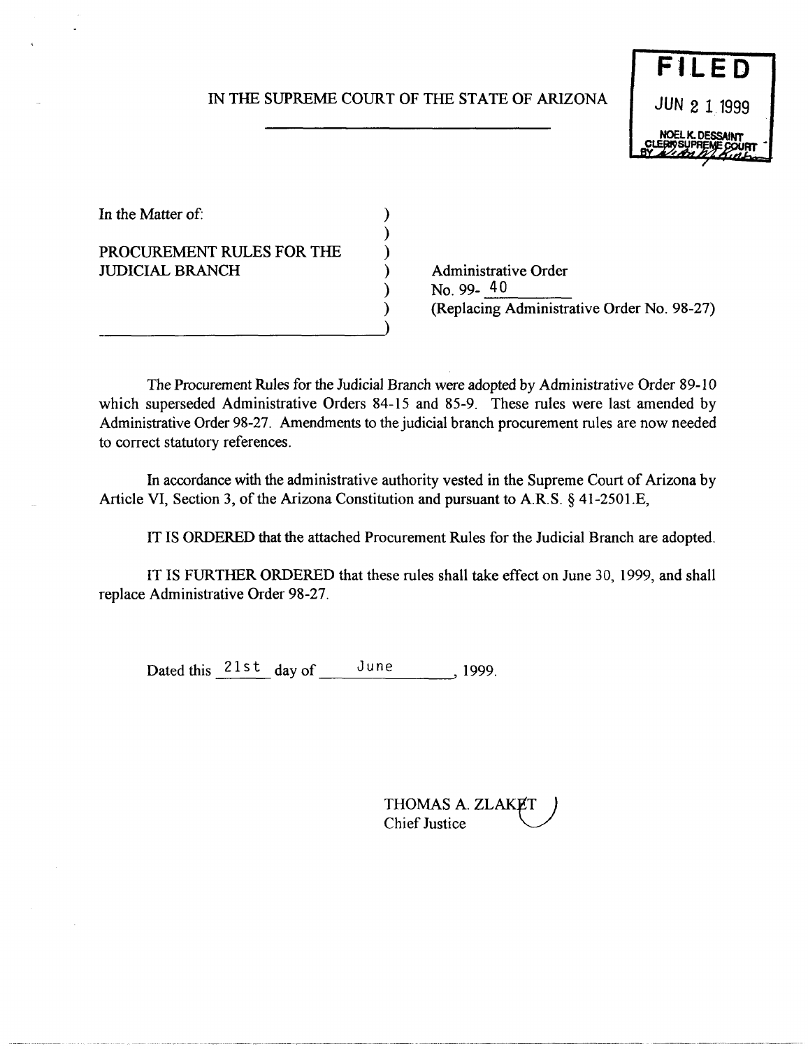# IN THE SUPREME COURT OF THE STATE OF ARIZONA

**FILED**
JUN 2 1 1999
NOEL K. DESSAINT
CLERK SUPREME COURT
BY

In the Matter of:

PROCUREMENT RULES FOR THE JUDICIAL BRANCH

Administrative Order
No. 99- 40
(Replacing Administrative Order No. 98-27)

The Procurement Rules for the Judicial Branch were adopted by Administrative Order 89-10 which superseded Administrative Orders 84-15 and 85-9. These rules were last amended by Administrative Order 98-27. Amendments to the judicial branch procurement rules are now needed to correct statutory references.

In accordance with the administrative authority vested in the Supreme Court of Arizona by Article VI, Section 3, of the Arizona Constitution and pursuant to A.R.S. § 41-2501.E,

IT IS ORDERED that the attached Procurement Rules for the Judicial Branch are adopted.

IT IS FURTHER ORDERED that these rules shall take effect on June 30, 1999, and shall replace Administrative Order 98-27.

Dated this 21st day of June, 1999.

THOMAS A. ZLAKET
Chief Justice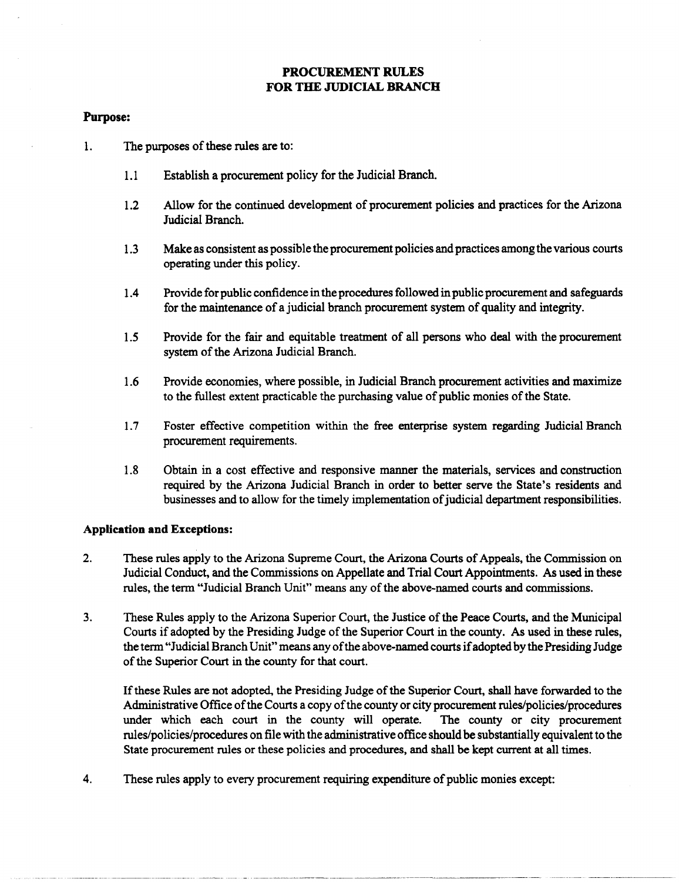# PROCUREMENT RULES FOR THE JUDICIAL BRANCH

**Purpose:**

1. The purposes of these rules are to:

   1.1 Establish a procurement policy for the Judicial Branch.

   1.2 Allow for the continued development of procurement policies and practices for the Arizona Judicial Branch.

   1.3 Make as consistent as possible the procurement policies and practices among the various courts operating under this policy.

   1.4 Provide for public confidence in the procedures followed in public procurement and safeguards for the maintenance of a judicial branch procurement system of quality and integrity.

   1.5 Provide for the fair and equitable treatment of all persons who deal with the procurement system of the Arizona Judicial Branch.

   1.6 Provide economies, where possible, in Judicial Branch procurement activities and maximize to the fullest extent practicable the purchasing value of public monies of the State.

   1.7 Foster effective competition within the free enterprise system regarding Judicial Branch procurement requirements.

   1.8 Obtain in a cost effective and responsive manner the materials, services and construction required by the Arizona Judicial Branch in order to better serve the State's residents and businesses and to allow for the timely implementation of judicial department responsibilities.

**Application and Exceptions:**

2. These rules apply to the Arizona Supreme Court, the Arizona Courts of Appeals, the Commission on Judicial Conduct, and the Commissions on Appellate and Trial Court Appointments. As used in these rules, the term "Judicial Branch Unit" means any of the above-named courts and commissions.

3. These Rules apply to the Arizona Superior Court, the Justice of the Peace Courts, and the Municipal Courts if adopted by the Presiding Judge of the Superior Court in the county. As used in these rules, the term "Judicial Branch Unit" means any of the above-named courts if adopted by the Presiding Judge of the Superior Court in the county for that court.

   If these Rules are not adopted, the Presiding Judge of the Superior Court, shall have forwarded to the Administrative Office of the Courts a copy of the county or city procurement rules/policies/procedures under which each court in the county will operate. The county or city procurement rules/policies/procedures on file with the administrative office should be substantially equivalent to the State procurement rules or these policies and procedures, and shall be kept current at all times.

4. These rules apply to every procurement requiring expenditure of public monies except: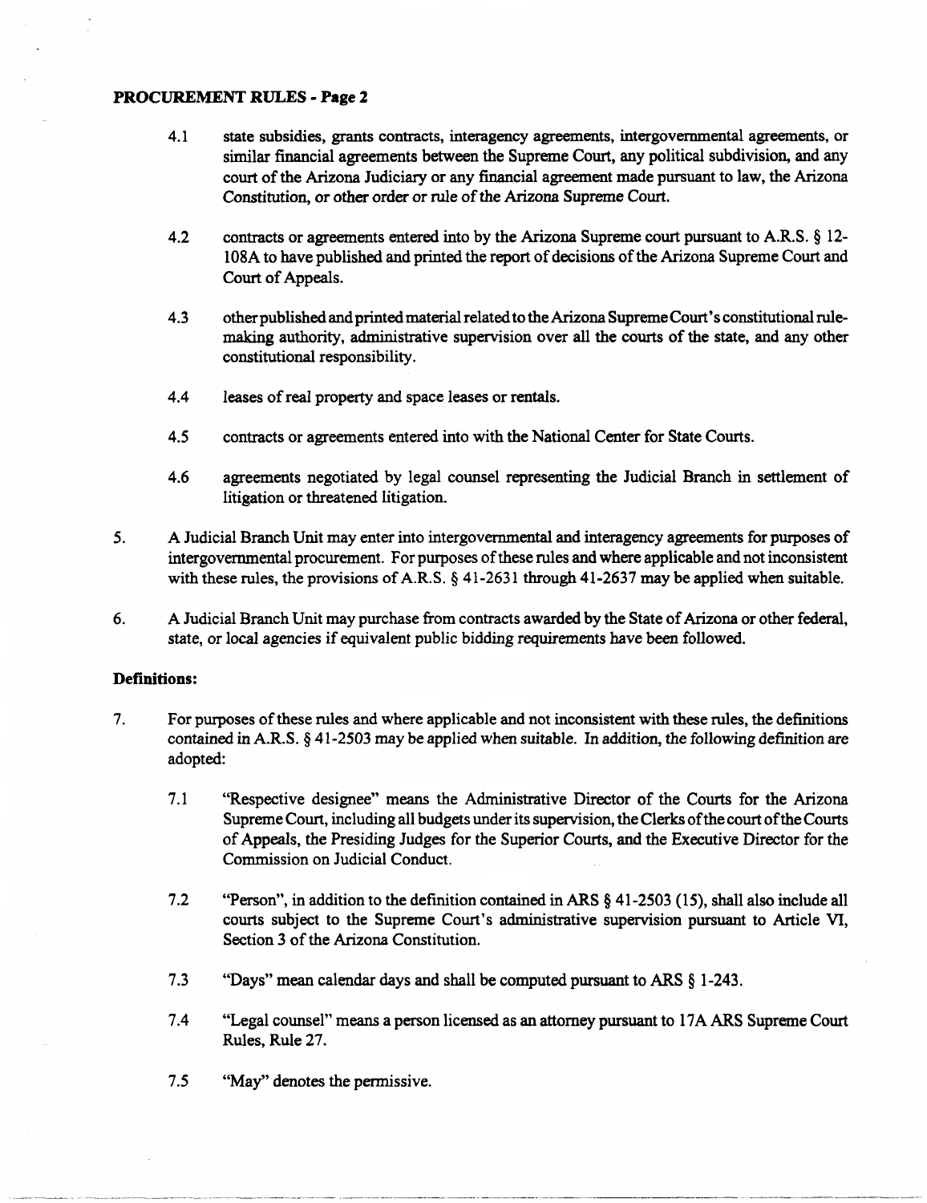4.1 state subsidies, grants contracts, interagency agreements, intergovernmental agreements, or similar financial agreements between the Supreme Court, any political subdivision, and any court of the Arizona Judiciary or any financial agreement made pursuant to law, the Arizona Constitution, or other order or rule of the Arizona Supreme Court.

4.2 contracts or agreements entered into by the Arizona Supreme court pursuant to A.R.S. § 12-108A to have published and printed the report of decisions of the Arizona Supreme Court and Court of Appeals.

4.3 other published and printed material related to the Arizona Supreme Court's constitutional rule-making authority, administrative supervision over all the courts of the state, and any other constitutional responsibility.

4.4 leases of real property and space leases or rentals.

4.5 contracts or agreements entered into with the National Center for State Courts.

4.6 agreements negotiated by legal counsel representing the Judicial Branch in settlement of litigation or threatened litigation.

5. A Judicial Branch Unit may enter into intergovernmental and interagency agreements for purposes of intergovernmental procurement. For purposes of these rules and where applicable and not inconsistent with these rules, the provisions of A.R.S. § 41-2631 through 41-2637 may be applied when suitable.

6. A Judicial Branch Unit may purchase from contracts awarded by the State of Arizona or other federal, state, or local agencies if equivalent public bidding requirements have been followed.

**Definitions:**

7. For purposes of these rules and where applicable and not inconsistent with these rules, the definitions contained in A.R.S. § 41-2503 may be applied when suitable. In addition, the following definition are adopted:

   7.1 "Respective designee" means the Administrative Director of the Courts for the Arizona Supreme Court, including all budgets under its supervision, the Clerks of the court of the Courts of Appeals, the Presiding Judges for the Superior Courts, and the Executive Director for the Commission on Judicial Conduct.

   7.2 "Person", in addition to the definition contained in ARS § 41-2503 (15), shall also include all courts subject to the Supreme Court's administrative supervision pursuant to Article VI, Section 3 of the Arizona Constitution.

   7.3 "Days" mean calendar days and shall be computed pursuant to ARS § 1-243.

   7.4 "Legal counsel" means a person licensed as an attorney pursuant to 17A ARS Supreme Court Rules, Rule 27.

   7.5 "May" denotes the permissive.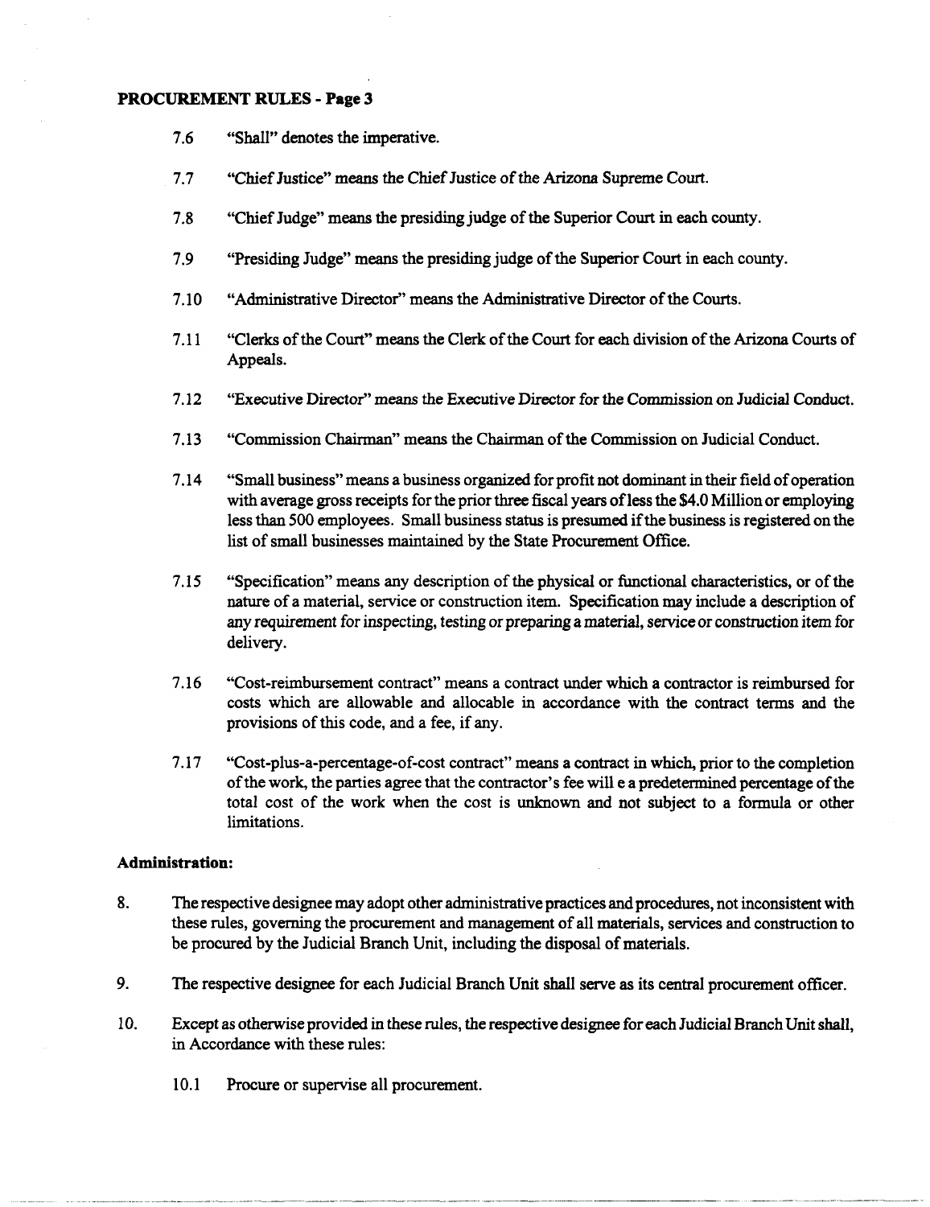7.6 "Shall" denotes the imperative.

7.7 "Chief Justice" means the Chief Justice of the Arizona Supreme Court.

7.8 "Chief Judge" means the presiding judge of the Superior Court in each county.

7.9 "Presiding Judge" means the presiding judge of the Superior Court in each county.

7.10 "Administrative Director" means the Administrative Director of the Courts.

7.11 "Clerks of the Court" means the Clerk of the Court for each division of the Arizona Courts of Appeals.

7.12 "Executive Director" means the Executive Director for the Commission on Judicial Conduct.

7.13 "Commission Chairman" means the Chairman of the Commission on Judicial Conduct.

7.14 "Small business" means a business organized for profit not dominant in their field of operation with average gross receipts for the prior three fiscal years of less the $4.0 Million or employing less than 500 employees. Small business status is presumed if the business is registered on the list of small businesses maintained by the State Procurement Office.

7.15 "Specification" means any description of the physical or functional characteristics, or of the nature of a material, service or construction item. Specification may include a description of any requirement for inspecting, testing or preparing a material, service or construction item for delivery.

7.16 "Cost-reimbursement contract" means a contract under which a contractor is reimbursed for costs which are allowable and allocable in accordance with the contract terms and the provisions of this code, and a fee, if any.

7.17 "Cost-plus-a-percentage-of-cost contract" means a contract in which, prior to the completion of the work, the parties agree that the contractor's fee will e a predetermined percentage of the total cost of the work when the cost is unknown and not subject to a formula or other limitations.

**Administration:**

8. The respective designee may adopt other administrative practices and procedures, not inconsistent with these rules, governing the procurement and management of all materials, services and construction to be procured by the Judicial Branch Unit, including the disposal of materials.

9. The respective designee for each Judicial Branch Unit shall serve as its central procurement officer.

10. Except as otherwise provided in these rules, the respective designee for each Judicial Branch Unit shall, in Accordance with these rules:

    10.1 Procure or supervise all procurement.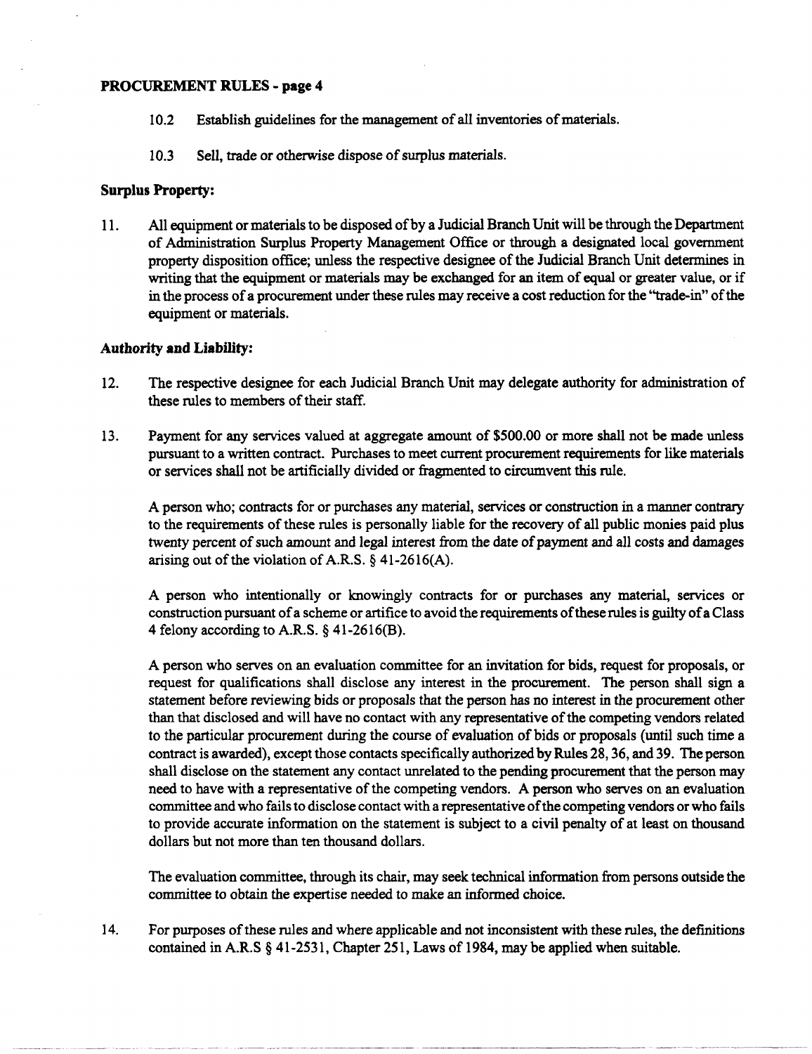10.2 Establish guidelines for the management of all inventories of materials.

10.3 Sell, trade or otherwise dispose of surplus materials.

**Surplus Property:**

11. All equipment or materials to be disposed of by a Judicial Branch Unit will be through the Department of Administration Surplus Property Management Office or through a designated local government property disposition office; unless the respective designee of the Judicial Branch Unit determines in writing that the equipment or materials may be exchanged for an item of equal or greater value, or if in the process of a procurement under these rules may receive a cost reduction for the "trade-in" of the equipment or materials.

**Authority and Liability:**

12. The respective designee for each Judicial Branch Unit may delegate authority for administration of these rules to members of their staff.

13. Payment for any services valued at aggregate amount of $500.00 or more shall not be made unless pursuant to a written contract. Purchases to meet current procurement requirements for like materials or services shall not be artificially divided or fragmented to circumvent this rule.

    A person who; contracts for or purchases any material, services or construction in a manner contrary to the requirements of these rules is personally liable for the recovery of all public monies paid plus twenty percent of such amount and legal interest from the date of payment and all costs and damages arising out of the violation of A.R.S. § 41-2616(A).

    A person who intentionally or knowingly contracts for or purchases any material, services or construction pursuant of a scheme or artifice to avoid the requirements of these rules is guilty of a Class 4 felony according to A.R.S. § 41-2616(B).

    A person who serves on an evaluation committee for an invitation for bids, request for proposals, or request for qualifications shall disclose any interest in the procurement. The person shall sign a statement before reviewing bids or proposals that the person has no interest in the procurement other than that disclosed and will have no contact with any representative of the competing vendors related to the particular procurement during the course of evaluation of bids or proposals (until such time a contract is awarded), except those contacts specifically authorized by Rules 28, 36, and 39. The person shall disclose on the statement any contact unrelated to the pending procurement that the person may need to have with a representative of the competing vendors. A person who serves on an evaluation committee and who fails to disclose contact with a representative of the competing vendors or who fails to provide accurate information on the statement is subject to a civil penalty of at least on thousand dollars but not more than ten thousand dollars.

    The evaluation committee, through its chair, may seek technical information from persons outside the committee to obtain the expertise needed to make an informed choice.

14. For purposes of these rules and where applicable and not inconsistent with these rules, the definitions contained in A.R.S § 41-2531, Chapter 251, Laws of 1984, may be applied when suitable.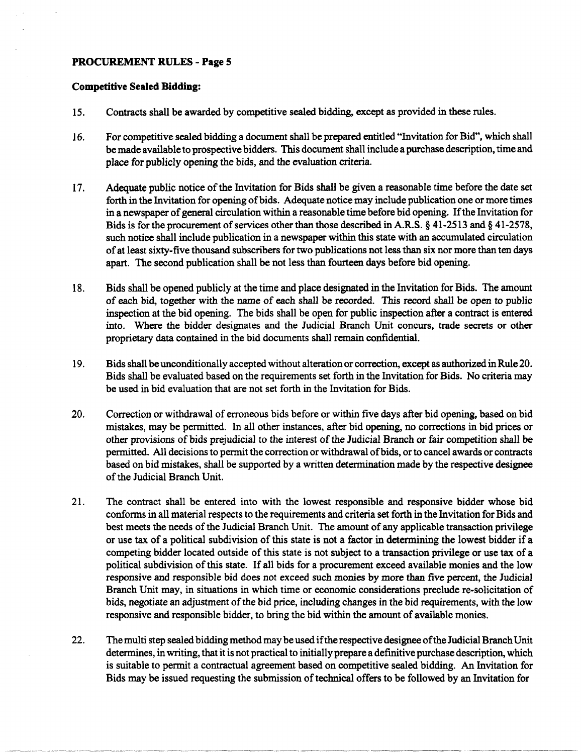**PROCUREMENT RULES - Page 5**

**Competitive Sealed Bidding:**

15. Contracts shall be awarded by competitive sealed bidding, except as provided in these rules.

16. For competitive sealed bidding a document shall be prepared entitled "Invitation for Bid", which shall be made available to prospective bidders. This document shall include a purchase description, time and place for publicly opening the bids, and the evaluation criteria.

17. Adequate public notice of the Invitation for Bids shall be given a reasonable time before the date set forth in the Invitation for opening of bids. Adequate notice may include publication one or more times in a newspaper of general circulation within a reasonable time before bid opening. If the Invitation for Bids is for the procurement of services other than those described in A.R.S. § 41-2513 and § 41-2578, such notice shall include publication in a newspaper within this state with an accumulated circulation of at least sixty-five thousand subscribers for two publications not less than six nor more than ten days apart. The second publication shall be not less than fourteen days before bid opening.

18. Bids shall be opened publicly at the time and place designated in the Invitation for Bids. The amount of each bid, together with the name of each shall be recorded. This record shall be open to public inspection at the bid opening. The bids shall be open for public inspection after a contract is entered into. Where the bidder designates and the Judicial Branch Unit concurs, trade secrets or other proprietary data contained in the bid documents shall remain confidential.

19. Bids shall be unconditionally accepted without alteration or correction, except as authorized in Rule 20. Bids shall be evaluated based on the requirements set forth in the Invitation for Bids. No criteria may be used in bid evaluation that are not set forth in the Invitation for Bids.

20. Correction or withdrawal of erroneous bids before or within five days after bid opening, based on bid mistakes, may be permitted. In all other instances, after bid opening, no corrections in bid prices or other provisions of bids prejudicial to the interest of the Judicial Branch or fair competition shall be permitted. All decisions to permit the correction or withdrawal of bids, or to cancel awards or contracts based on bid mistakes, shall be supported by a written determination made by the respective designee of the Judicial Branch Unit.

21. The contract shall be entered into with the lowest responsible and responsive bidder whose bid conforms in all material respects to the requirements and criteria set forth in the Invitation for Bids and best meets the needs of the Judicial Branch Unit. The amount of any applicable transaction privilege or use tax of a political subdivision of this state is not a factor in determining the lowest bidder if a competing bidder located outside of this state is not subject to a transaction privilege or use tax of a political subdivision of this state. If all bids for a procurement exceed available monies and the low responsive and responsible bid does not exceed such monies by more than five percent, the Judicial Branch Unit may, in situations in which time or economic considerations preclude re-solicitation of bids, negotiate an adjustment of the bid price, including changes in the bid requirements, with the low responsive and responsible bidder, to bring the bid within the amount of available monies.

22. The multi step sealed bidding method may be used if the respective designee of the Judicial Branch Unit determines, in writing, that it is not practical to initially prepare a definitive purchase description, which is suitable to permit a contractual agreement based on competitive sealed bidding. An Invitation for Bids may be issued requesting the submission of technical offers to be followed by an Invitation for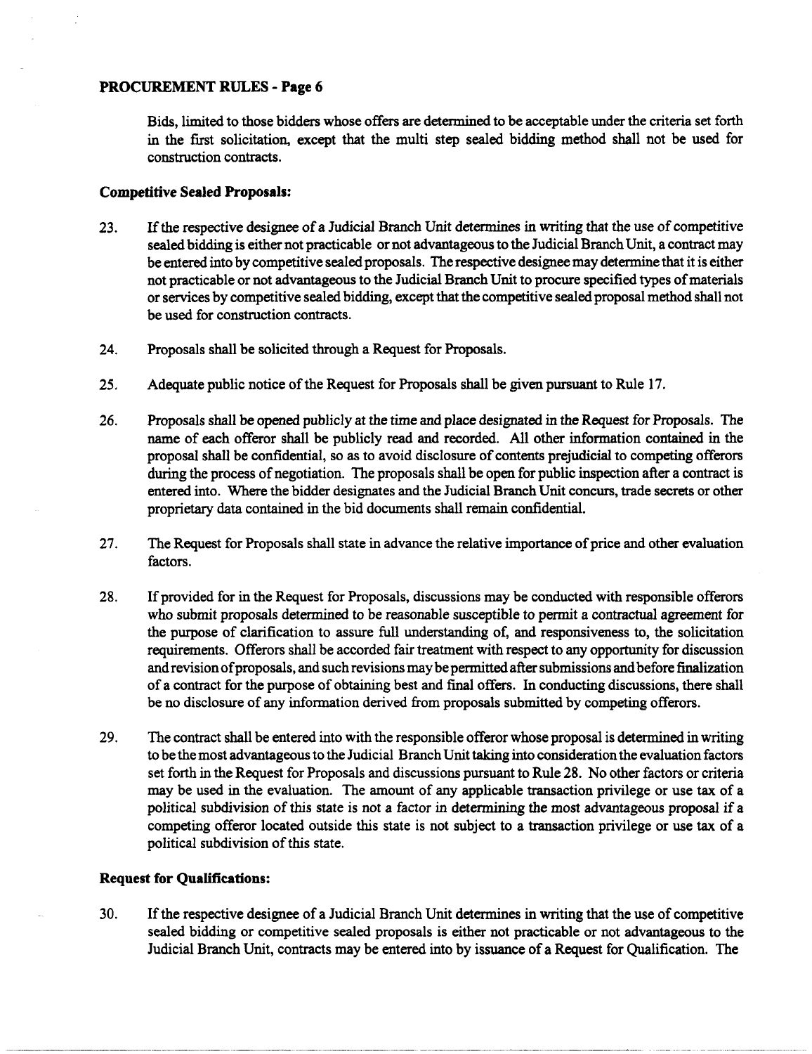Bids, limited to those bidders whose offers are determined to be acceptable under the criteria set forth in the first solicitation, except that the multi step sealed bidding method shall not be used for construction contracts.

**Competitive Sealed Proposals:**

23. If the respective designee of a Judicial Branch Unit determines in writing that the use of competitive sealed bidding is either not practicable or not advantageous to the Judicial Branch Unit, a contract may be entered into by competitive sealed proposals. The respective designee may determine that it is either not practicable or not advantageous to the Judicial Branch Unit to procure specified types of materials or services by competitive sealed bidding, except that the competitive sealed proposal method shall not be used for construction contracts.

24. Proposals shall be solicited through a Request for Proposals.

25. Adequate public notice of the Request for Proposals shall be given pursuant to Rule 17.

26. Proposals shall be opened publicly at the time and place designated in the Request for Proposals. The name of each offeror shall be publicly read and recorded. All other information contained in the proposal shall be confidential, so as to avoid disclosure of contents prejudicial to competing offerors during the process of negotiation. The proposals shall be open for public inspection after a contract is entered into. Where the bidder designates and the Judicial Branch Unit concurs, trade secrets or other proprietary data contained in the bid documents shall remain confidential.

27. The Request for Proposals shall state in advance the relative importance of price and other evaluation factors.

28. If provided for in the Request for Proposals, discussions may be conducted with responsible offerors who submit proposals determined to be reasonable susceptible to permit a contractual agreement for the purpose of clarification to assure full understanding of, and responsiveness to, the solicitation requirements. Offerors shall be accorded fair treatment with respect to any opportunity for discussion and revision of proposals, and such revisions may be permitted after submissions and before finalization of a contract for the purpose of obtaining best and final offers. In conducting discussions, there shall be no disclosure of any information derived from proposals submitted by competing offerors.

29. The contract shall be entered into with the responsible offeror whose proposal is determined in writing to be the most advantageous to the Judicial Branch Unit taking into consideration the evaluation factors set forth in the Request for Proposals and discussions pursuant to Rule 28. No other factors or criteria may be used in the evaluation. The amount of any applicable transaction privilege or use tax of a political subdivision of this state is not a factor in determining the most advantageous proposal if a competing offeror located outside this state is not subject to a transaction privilege or use tax of a political subdivision of this state.

**Request for Qualifications:**

30. If the respective designee of a Judicial Branch Unit determines in writing that the use of competitive sealed bidding or competitive sealed proposals is either not practicable or not advantageous to the Judicial Branch Unit, contracts may be entered into by issuance of a Request for Qualification. The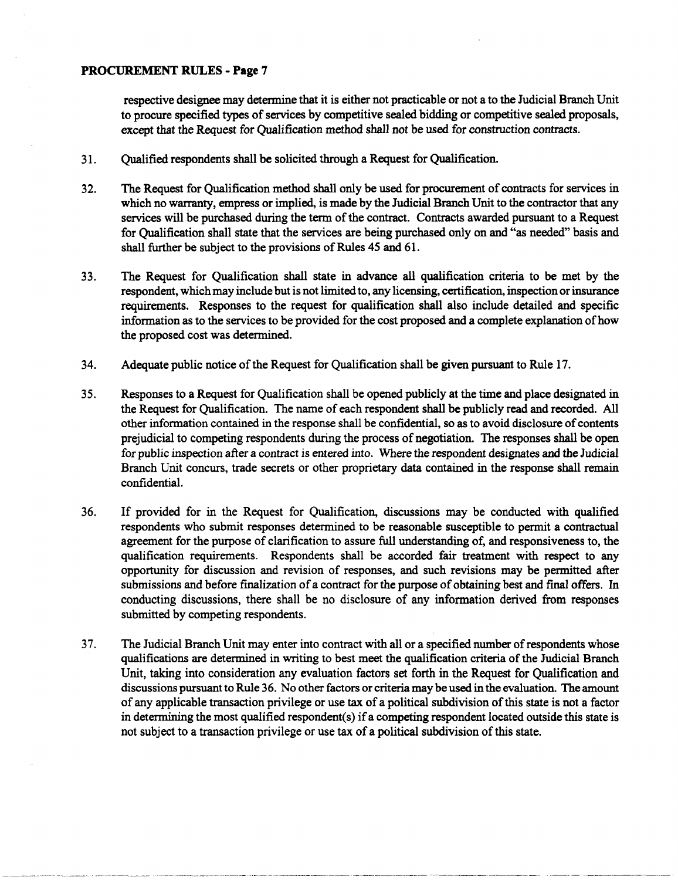respective designee may determine that it is either not practicable or not a to the Judicial Branch Unit to procure specified types of services by competitive sealed bidding or competitive sealed proposals, except that the Request for Qualification method shall not be used for construction contracts.

31. Qualified respondents shall be solicited through a Request for Qualification.

32. The Request for Qualification method shall only be used for procurement of contracts for services in which no warranty, empress or implied, is made by the Judicial Branch Unit to the contractor that any services will be purchased during the term of the contract. Contracts awarded pursuant to a Request for Qualification shall state that the services are being purchased only on and "as needed" basis and shall further be subject to the provisions of Rules 45 and 61.

33. The Request for Qualification shall state in advance all qualification criteria to be met by the respondent, which may include but is not limited to, any licensing, certification, inspection or insurance requirements. Responses to the request for qualification shall also include detailed and specific information as to the services to be provided for the cost proposed and a complete explanation of how the proposed cost was determined.

34. Adequate public notice of the Request for Qualification shall be given pursuant to Rule 17.

35. Responses to a Request for Qualification shall be opened publicly at the time and place designated in the Request for Qualification. The name of each respondent shall be publicly read and recorded. All other information contained in the response shall be confidential, so as to avoid disclosure of contents prejudicial to competing respondents during the process of negotiation. The responses shall be open for public inspection after a contract is entered into. Where the respondent designates and the Judicial Branch Unit concurs, trade secrets or other proprietary data contained in the response shall remain confidential.

36. If provided for in the Request for Qualification, discussions may be conducted with qualified respondents who submit responses determined to be reasonable susceptible to permit a contractual agreement for the purpose of clarification to assure full understanding of, and responsiveness to, the qualification requirements. Respondents shall be accorded fair treatment with respect to any opportunity for discussion and revision of responses, and such revisions may be permitted after submissions and before finalization of a contract for the purpose of obtaining best and final offers. In conducting discussions, there shall be no disclosure of any information derived from responses submitted by competing respondents.

37. The Judicial Branch Unit may enter into contract with all or a specified number of respondents whose qualifications are determined in writing to best meet the qualification criteria of the Judicial Branch Unit, taking into consideration any evaluation factors set forth in the Request for Qualification and discussions pursuant to Rule 36. No other factors or criteria may be used in the evaluation. The amount of any applicable transaction privilege or use tax of a political subdivision of this state is not a factor in determining the most qualified respondent(s) if a competing respondent located outside this state is not subject to a transaction privilege or use tax of a political subdivision of this state.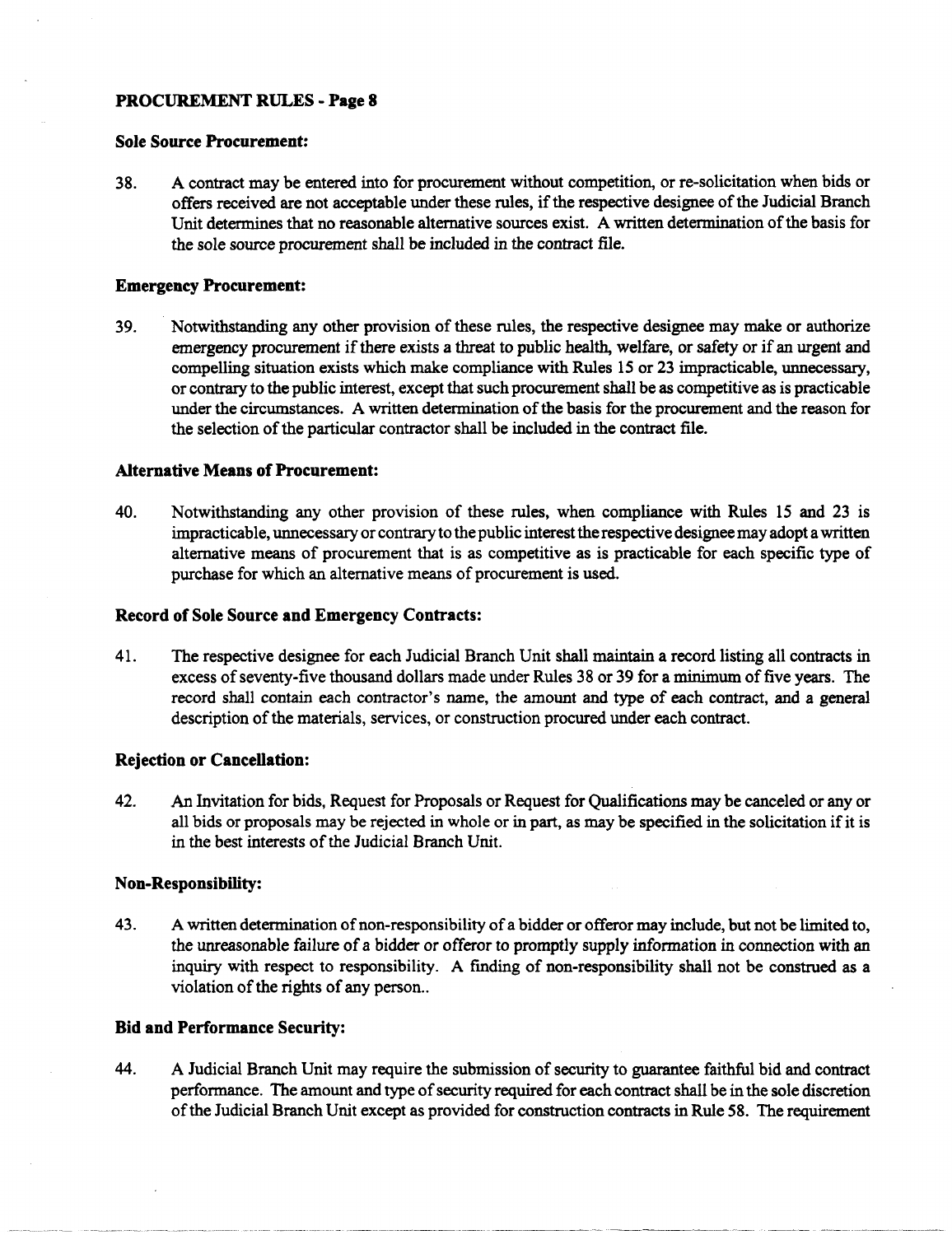**Sole Source Procurement:**

38. A contract may be entered into for procurement without competition, or re-solicitation when bids or offers received are not acceptable under these rules, if the respective designee of the Judicial Branch Unit determines that no reasonable alternative sources exist. A written determination of the basis for the sole source procurement shall be included in the contract file.

**Emergency Procurement:**

39. Notwithstanding any other provision of these rules, the respective designee may make or authorize emergency procurement if there exists a threat to public health, welfare, or safety or if an urgent and compelling situation exists which make compliance with Rules 15 or 23 impracticable, unnecessary, or contrary to the public interest, except that such procurement shall be as competitive as is practicable under the circumstances. A written determination of the basis for the procurement and the reason for the selection of the particular contractor shall be included in the contract file.

**Alternative Means of Procurement:**

40. Notwithstanding any other provision of these rules, when compliance with Rules 15 and 23 is impracticable, unnecessary or contrary to the public interest the respective designee may adopt a written alternative means of procurement that is as competitive as is practicable for each specific type of purchase for which an alternative means of procurement is used.

**Record of Sole Source and Emergency Contracts:**

41. The respective designee for each Judicial Branch Unit shall maintain a record listing all contracts in excess of seventy-five thousand dollars made under Rules 38 or 39 for a minimum of five years. The record shall contain each contractor's name, the amount and type of each contract, and a general description of the materials, services, or construction procured under each contract.

**Rejection or Cancellation:**

42. An Invitation for bids, Request for Proposals or Request for Qualifications may be canceled or any or all bids or proposals may be rejected in whole or in part, as may be specified in the solicitation if it is in the best interests of the Judicial Branch Unit.

**Non-Responsibility:**

43. A written determination of non-responsibility of a bidder or offeror may include, but not be limited to, the unreasonable failure of a bidder or offeror to promptly supply information in connection with an inquiry with respect to responsibility. A finding of non-responsibility shall not be construed as a violation of the rights of any person..

**Bid and Performance Security:**

44. A Judicial Branch Unit may require the submission of security to guarantee faithful bid and contract performance. The amount and type of security required for each contract shall be in the sole discretion of the Judicial Branch Unit except as provided for construction contracts in Rule 58. The requirement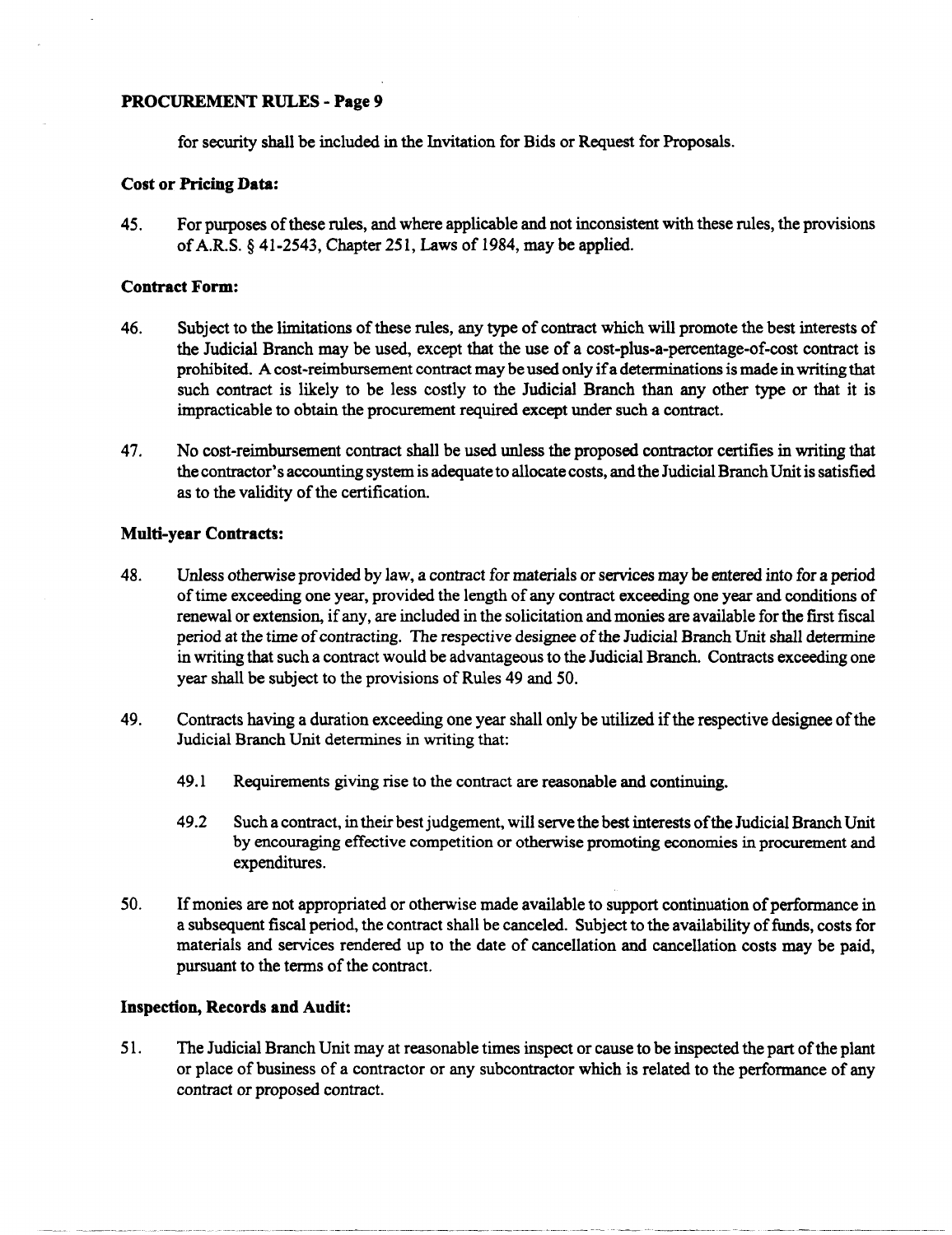for security shall be included in the Invitation for Bids or Request for Proposals.

**Cost or Pricing Data:**

45. For purposes of these rules, and where applicable and not inconsistent with these rules, the provisions of A.R.S. § 41-2543, Chapter 251, Laws of 1984, may be applied.

**Contract Form:**

46. Subject to the limitations of these rules, any type of contract which will promote the best interests of the Judicial Branch may be used, except that the use of a cost-plus-a-percentage-of-cost contract is prohibited. A cost-reimbursement contract may be used only if a determinations is made in writing that such contract is likely to be less costly to the Judicial Branch than any other type or that it is impracticable to obtain the procurement required except under such a contract.

47. No cost-reimbursement contract shall be used unless the proposed contractor certifies in writing that the contractor's accounting system is adequate to allocate costs, and the Judicial Branch Unit is satisfied as to the validity of the certification.

**Multi-year Contracts:**

48. Unless otherwise provided by law, a contract for materials or services may be entered into for a period of time exceeding one year, provided the length of any contract exceeding one year and conditions of renewal or extension, if any, are included in the solicitation and monies are available for the first fiscal period at the time of contracting. The respective designee of the Judicial Branch Unit shall determine in writing that such a contract would be advantageous to the Judicial Branch. Contracts exceeding one year shall be subject to the provisions of Rules 49 and 50.

49. Contracts having a duration exceeding one year shall only be utilized if the respective designee of the Judicial Branch Unit determines in writing that:

    49.1 Requirements giving rise to the contract are reasonable and continuing.

    49.2 Such a contract, in their best judgement, will serve the best interests of the Judicial Branch Unit by encouraging effective competition or otherwise promoting economies in procurement and expenditures.

50. If monies are not appropriated or otherwise made available to support continuation of performance in a subsequent fiscal period, the contract shall be canceled. Subject to the availability of funds, costs for materials and services rendered up to the date of cancellation and cancellation costs may be paid, pursuant to the terms of the contract.

**Inspection, Records and Audit:**

51. The Judicial Branch Unit may at reasonable times inspect or cause to be inspected the part of the plant or place of business of a contractor or any subcontractor which is related to the performance of any contract or proposed contract.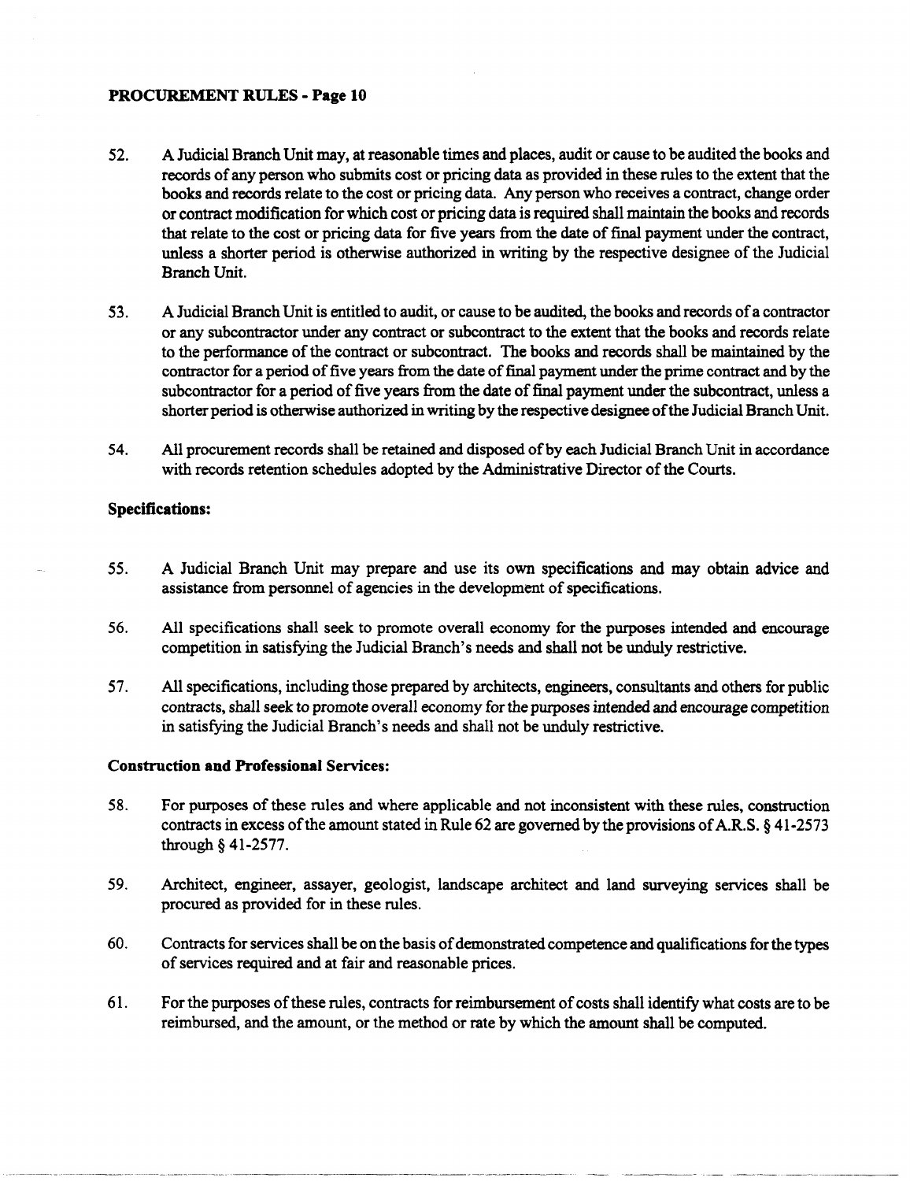52. A Judicial Branch Unit may, at reasonable times and places, audit or cause to be audited the books and records of any person who submits cost or pricing data as provided in these rules to the extent that the books and records relate to the cost or pricing data. Any person who receives a contract, change order or contract modification for which cost or pricing data is required shall maintain the books and records that relate to the cost or pricing data for five years from the date of final payment under the contract, unless a shorter period is otherwise authorized in writing by the respective designee of the Judicial Branch Unit.

53. A Judicial Branch Unit is entitled to audit, or cause to be audited, the books and records of a contractor or any subcontractor under any contract or subcontract to the extent that the books and records relate to the performance of the contract or subcontract. The books and records shall be maintained by the contractor for a period of five years from the date of final payment under the prime contract and by the subcontractor for a period of five years from the date of final payment under the subcontract, unless a shorter period is otherwise authorized in writing by the respective designee of the Judicial Branch Unit.

54. All procurement records shall be retained and disposed of by each Judicial Branch Unit in accordance with records retention schedules adopted by the Administrative Director of the Courts.

**Specifications:**

55. A Judicial Branch Unit may prepare and use its own specifications and may obtain advice and assistance from personnel of agencies in the development of specifications.

56. All specifications shall seek to promote overall economy for the purposes intended and encourage competition in satisfying the Judicial Branch's needs and shall not be unduly restrictive.

57. All specifications, including those prepared by architects, engineers, consultants and others for public contracts, shall seek to promote overall economy for the purposes intended and encourage competition in satisfying the Judicial Branch's needs and shall not be unduly restrictive.

**Construction and Professional Services:**

58. For purposes of these rules and where applicable and not inconsistent with these rules, construction contracts in excess of the amount stated in Rule 62 are governed by the provisions of A.R.S. § 41-2573 through § 41-2577.

59. Architect, engineer, assayer, geologist, landscape architect and land surveying services shall be procured as provided for in these rules.

60. Contracts for services shall be on the basis of demonstrated competence and qualifications for the types of services required and at fair and reasonable prices.

61. For the purposes of these rules, contracts for reimbursement of costs shall identify what costs are to be reimbursed, and the amount, or the method or rate by which the amount shall be computed.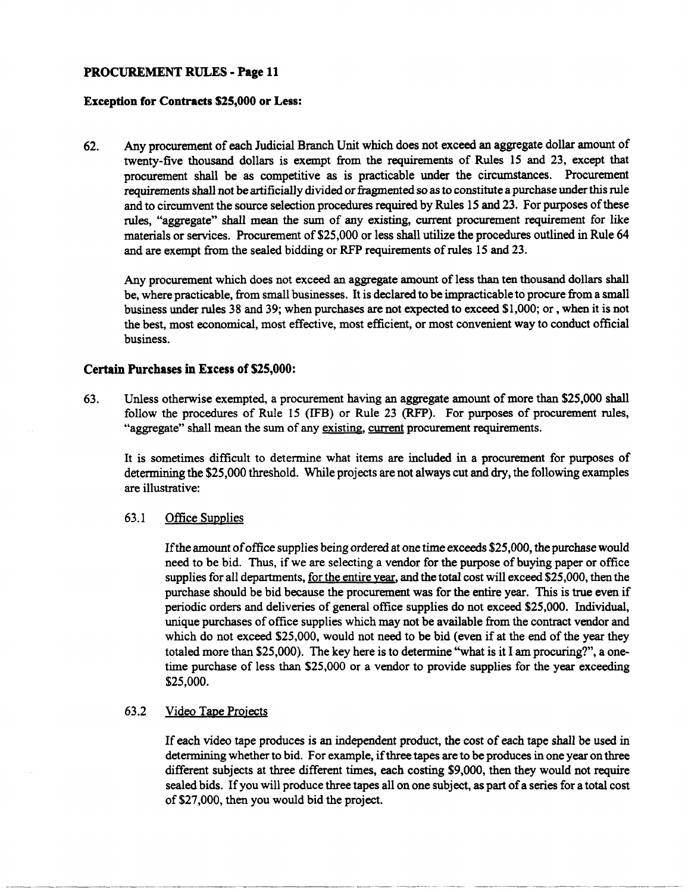**PROCUREMENT RULES - Page 11**

**Exception for Contracts $25,000 or Less:**

62. Any procurement of each Judicial Branch Unit which does not exceed an aggregate dollar amount of twenty-five thousand dollars is exempt from the requirements of Rules 15 and 23, except that procurement shall be as competitive as is practicable under the circumstances. Procurement requirements shall not be artificially divided or fragmented so as to constitute a purchase under this rule and to circumvent the source selection procedures required by Rules 15 and 23. For purposes of these rules, "aggregate" shall mean the sum of any existing, current procurement requirement for like materials or services. Procurement of $25,000 or less shall utilize the procedures outlined in Rule 64 and are exempt from the sealed bidding or RFP requirements of rules 15 and 23.

    Any procurement which does not exceed an aggregate amount of less than ten thousand dollars shall be, where practicable, from small businesses. It is declared to be impracticable to procure from a small business under rules 38 and 39; when purchases are not expected to exceed $1,000; or , when it is not the best, most economical, most effective, most efficient, or most convenient way to conduct official business.

## Certain Purchases in Excess of $25,000:

63. Unless otherwise exempted, a procurement having an aggregate amount of more than $25,000 shall follow the procedures of Rule 15 (IFB) or Rule 23 (RFP). For purposes of procurement rules, "aggregate" shall mean the sum of any existing, current procurement requirements.

    It is sometimes difficult to determine what items are included in a procurement for purposes of determining the $25,000 threshold. While projects are not always cut and dry, the following examples are illustrative:

    63.1 Office Supplies

    If the amount of office supplies being ordered at one time exceeds $25,000, the purchase would need to be bid. Thus, if we are selecting a vendor for the purpose of buying paper or office supplies for all departments, for the entire year, and the total cost will exceed $25,000, then the purchase should be bid because the procurement was for the entire year. This is true even if periodic orders and deliveries of general office supplies do not exceed $25,000. Individual, unique purchases of office supplies which may not be available from the contract vendor and which do not exceed $25,000, would not need to be bid (even if at the end of the year they totaled more than $25,000). The key here is to determine "what is it I am procuring?", a one-time purchase of less than $25,000 or a vendor to provide supplies for the year exceeding $25,000.

    63.2 Video Tape Projects

    If each video tape produces is an independent product, the cost of each tape shall be used in determining whether to bid. For example, if three tapes are to be produces in one year on three different subjects at three different times, each costing $9,000, then they would not require sealed bids. If you will produce three tapes all on one subject, as part of a series for a total cost of $27,000, then you would bid the project.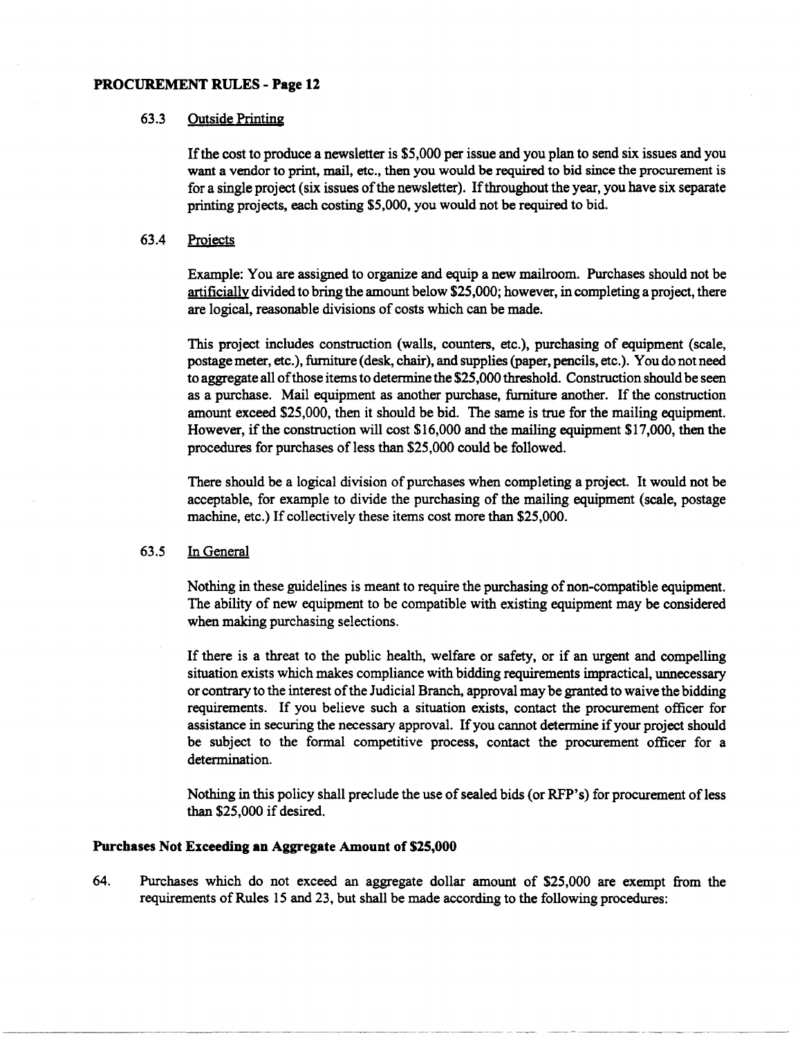### 63.3 Outside Printing

If the cost to produce a newsletter is $5,000 per issue and you plan to send six issues and you want a vendor to print, mail, etc., then you would be required to bid since the procurement is for a single project (six issues of the newsletter). If throughout the year, you have six separate printing projects, each costing $5,000, you would not be required to bid.

### 63.4 Projects

Example: You are assigned to organize and equip a new mailroom. Purchases should not be artificially divided to bring the amount below $25,000; however, in completing a project, there are logical, reasonable divisions of costs which can be made.

This project includes construction (walls, counters, etc.), purchasing of equipment (scale, postage meter, etc.), furniture (desk, chair), and supplies (paper, pencils, etc.). You do not need to aggregate all of those items to determine the $25,000 threshold. Construction should be seen as a purchase. Mail equipment as another purchase, furniture another. If the construction amount exceed $25,000, then it should be bid. The same is true for the mailing equipment. However, if the construction will cost $16,000 and the mailing equipment $17,000, then the procedures for purchases of less than $25,000 could be followed.

There should be a logical division of purchases when completing a project. It would not be acceptable, for example to divide the purchasing of the mailing equipment (scale, postage machine, etc.) If collectively these items cost more than $25,000.

### 63.5 In General

Nothing in these guidelines is meant to require the purchasing of non-compatible equipment. The ability of new equipment to be compatible with existing equipment may be considered when making purchasing selections.

If there is a threat to the public health, welfare or safety, or if an urgent and compelling situation exists which makes compliance with bidding requirements impractical, unnecessary or contrary to the interest of the Judicial Branch, approval may be granted to waive the bidding requirements. If you believe such a situation exists, contact the procurement officer for assistance in securing the necessary approval. If you cannot determine if your project should be subject to the formal competitive process, contact the procurement officer for a determination.

Nothing in this policy shall preclude the use of sealed bids (or RFP's) for procurement of less than $25,000 if desired.

## Purchases Not Exceeding an Aggregate Amount of $25,000

64. Purchases which do not exceed an aggregate dollar amount of $25,000 are exempt from the requirements of Rules 15 and 23, but shall be made according to the following procedures: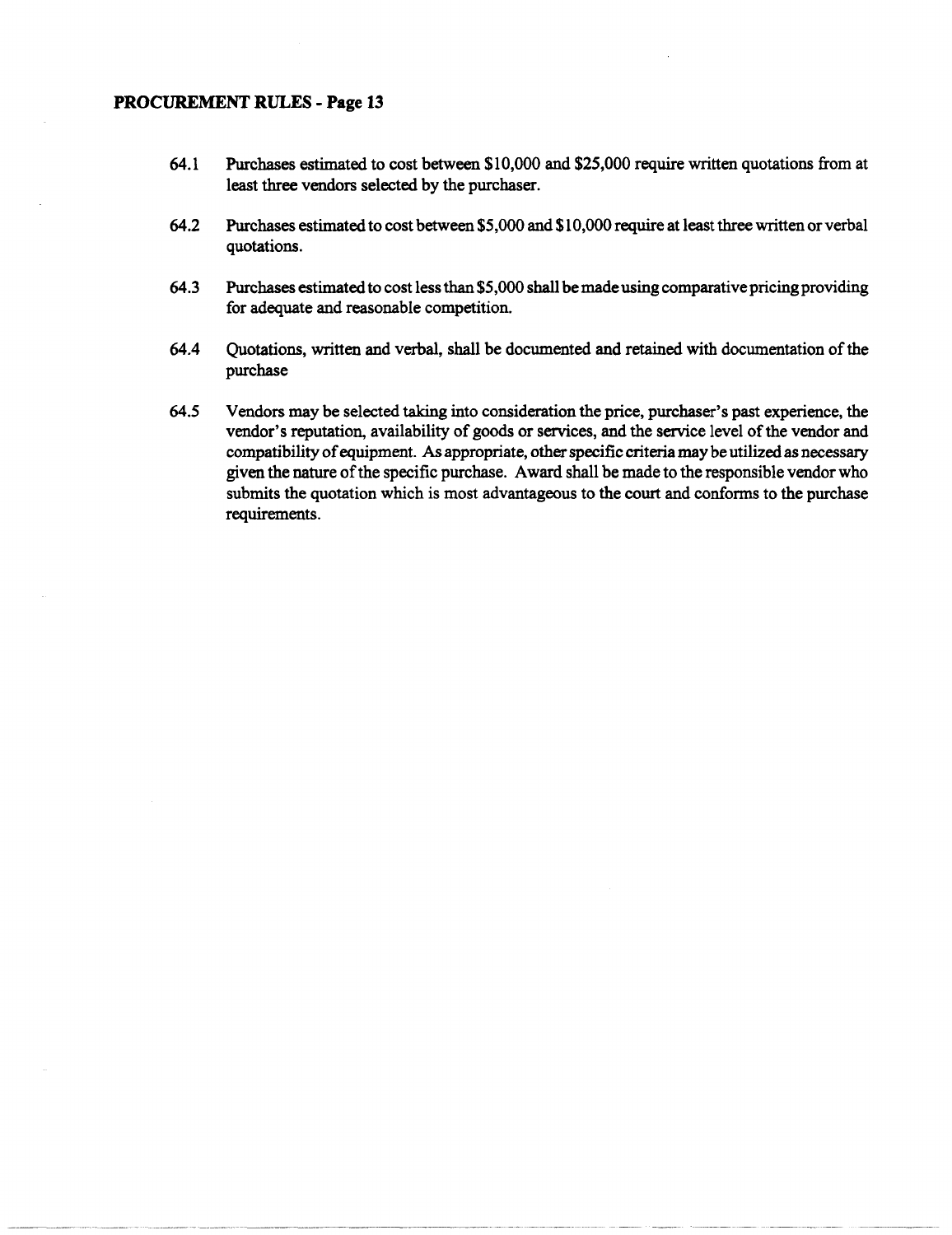64.1 Purchases estimated to cost between $10,000 and $25,000 require written quotations from at least three vendors selected by the purchaser.

64.2 Purchases estimated to cost between $5,000 and $10,000 require at least three written or verbal quotations.

64.3 Purchases estimated to cost less than $5,000 shall be made using comparative pricing providing for adequate and reasonable competition.

64.4 Quotations, written and verbal, shall be documented and retained with documentation of the purchase

64.5 Vendors may be selected taking into consideration the price, purchaser's past experience, the vendor's reputation, availability of goods or services, and the service level of the vendor and compatibility of equipment. As appropriate, other specific criteria may be utilized as necessary given the nature of the specific purchase. Award shall be made to the responsible vendor who submits the quotation which is most advantageous to the court and conforms to the purchase requirements.